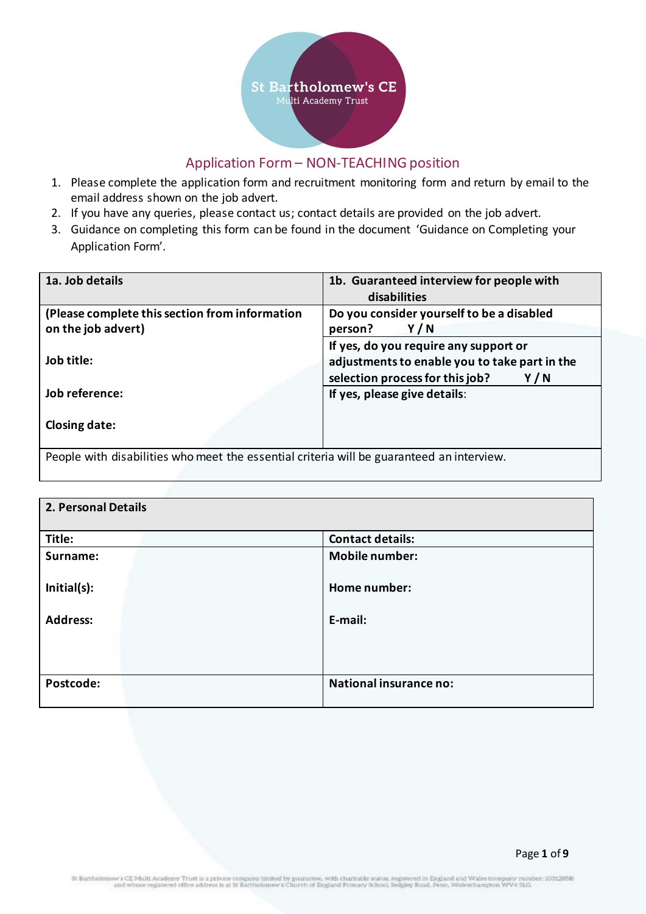St Bartholomew's CE Multi Academy Trust

# Application Form – NON-TEACHING position

1. Please complete the application form and recruitment monitoring form and return by email to the email address shown on the job advert.
2. If you have any queries, please contact us; contact details are provided on the job advert.
3. Guidance on completing this form can be found in the document 'Guidance on Completing your Application Form'.

| **1a. Job details** | **1b. Guaranteed interview for people with disabilities** |
|---|---|
| **(Please complete this section from information on the job advert)** | **Do you consider yourself to be a disabled person? Y / N** |
| **Job title:** | **If yes, do you require any support or adjustments to enable you to take part in the selection process for this job? Y / N** |
| **Job reference:**<br><br>**Closing date:** | **If yes, please give details**: |
| People with disabilities who meet the essential criteria will be guaranteed an interview. | |

| **2. Personal Details** | |
|---|---|
| **Title:** | **Contact details:** |
| **Surname:**<br><br>**Initial(s):**<br><br>**Address:** | **Mobile number:**<br><br>**Home number:**<br><br>**E-mail:** |
| **Postcode:** | **National insurance no:** |

St Bartholomew's CE Multi Academy Trust is a private company limited by guarantee, with charitable status, registered in England and Wales (company number: 10312858) and whose registered office address is at St Bartholomew's Church of England Primary School, Sedgley Road, Penn, Wolverhampton WV4 5LG.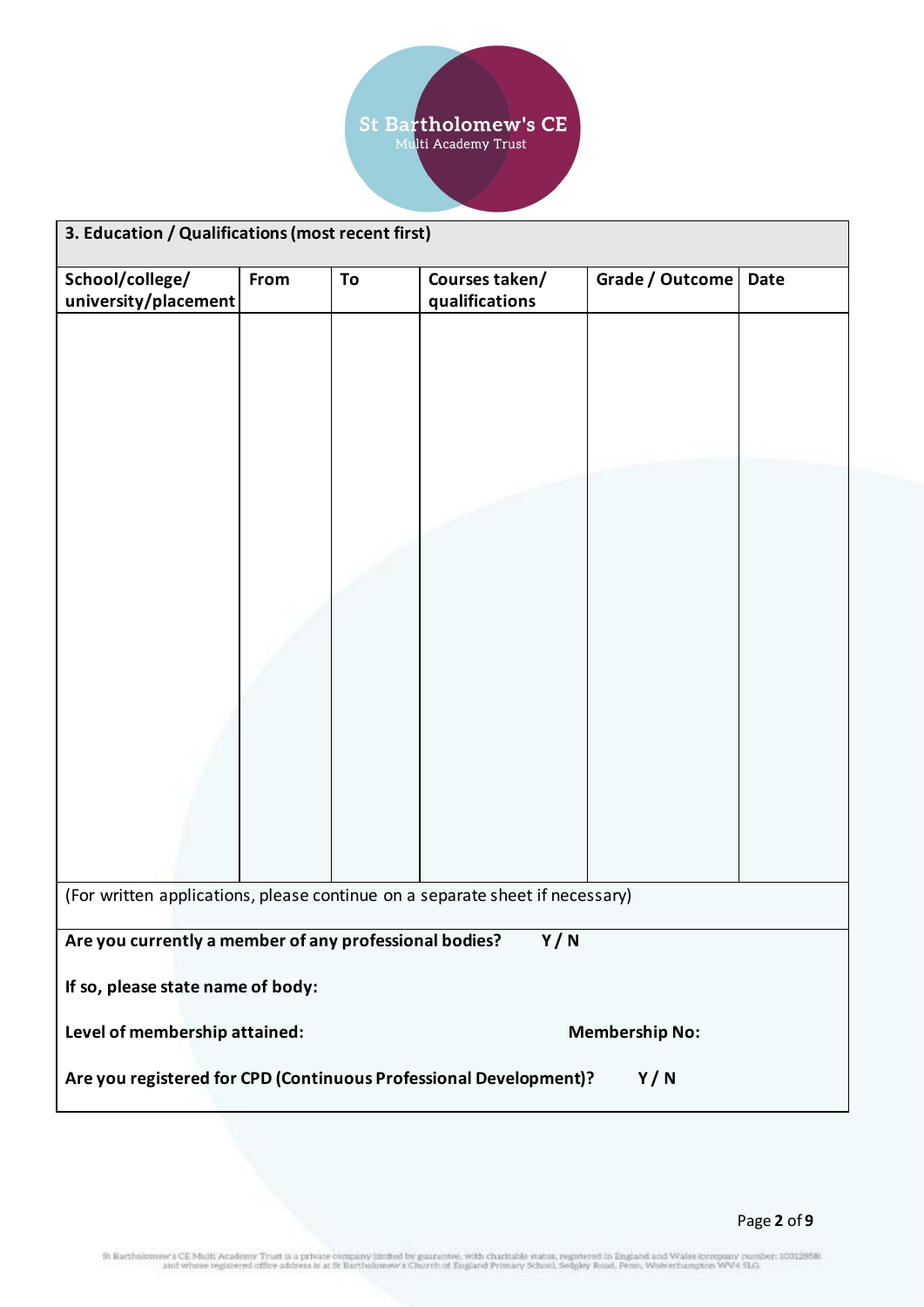St Bartholomew's CE
Multi Academy Trust

## 3. Education / Qualifications (most recent first)

| School/college/ university/placement | From | To | Courses taken/ qualifications | Grade / Outcome | Date |
|---|---|---|---|---|---|
| | | | | | |

(For written applications, please continue on a separate sheet if necessary)

**Are you currently a member of any professional bodies? Y / N**

**If so, please state name of body:**

**Level of membership attained:** **Membership No:**

**Are you registered for CPD (Continuous Professional Development)? Y / N**

St Bartholomew's CE Multi Academy Trust is a private company limited by guarantee, with charitable status, registered in England and Wales (company number: 10312858) and whose registered office address is at St Bartholomew's Church of England Primary School, Sedgley Road, Penn, Wolverhampton WV4 5LG.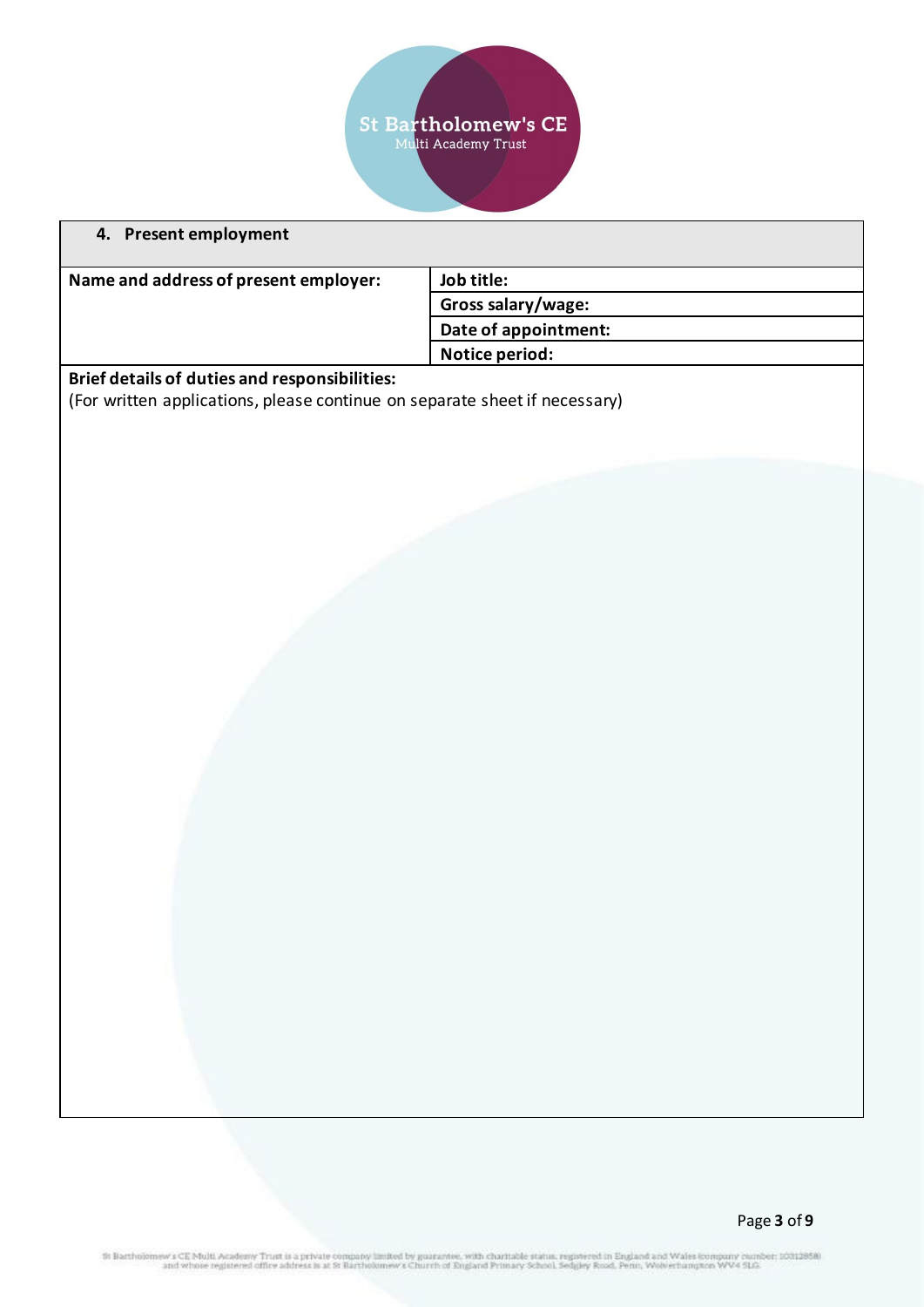## 4. Present employment

| Name and address of present employer: | Job title: |
|---|---|
| | Gross salary/wage: |
| | Date of appointment: |
| | Notice period: |

**Brief details of duties and responsibilities:**

(For written applications, please continue on separate sheet if necessary)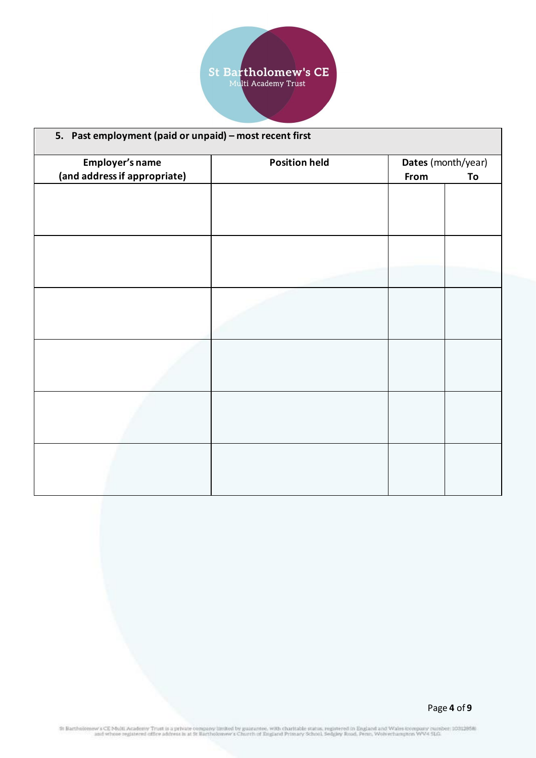## 5. Past employment (paid or unpaid) – most recent first

| Employer's name (and address if appropriate) | Position held | Dates (month/year) From | To |
|---|---|---|---|
| | | | |
| | | | |
| | | | |
| | | | |
| | | | |
| | | | |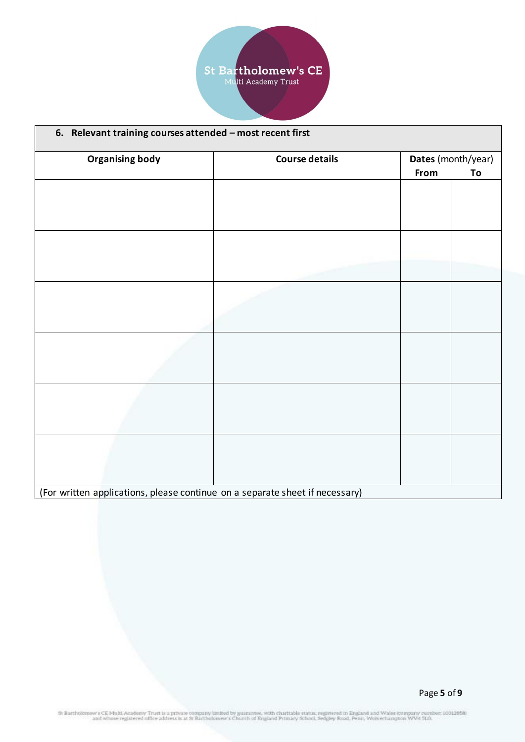## 6. Relevant training courses attended – most recent first

| Organising body | Course details | **Dates** (month/year) | |
|---|---|---|---|
| | | **From** | **To** |
| | | | |
| | | | |
| | | | |
| | | | |
| | | | |
| | | | |

(For written applications, please continue on a separate sheet if necessary)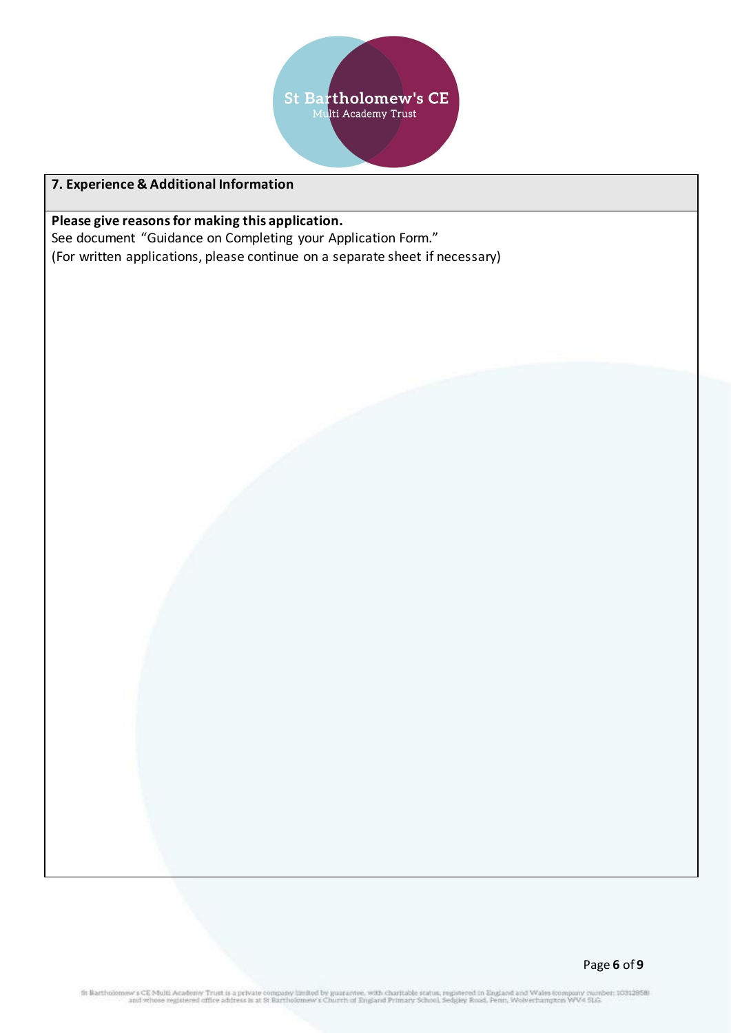## 7. Experience & Additional Information

**Please give reasons for making this application.**

See document "Guidance on Completing your Application Form."

(For written applications, please continue on a separate sheet if necessary)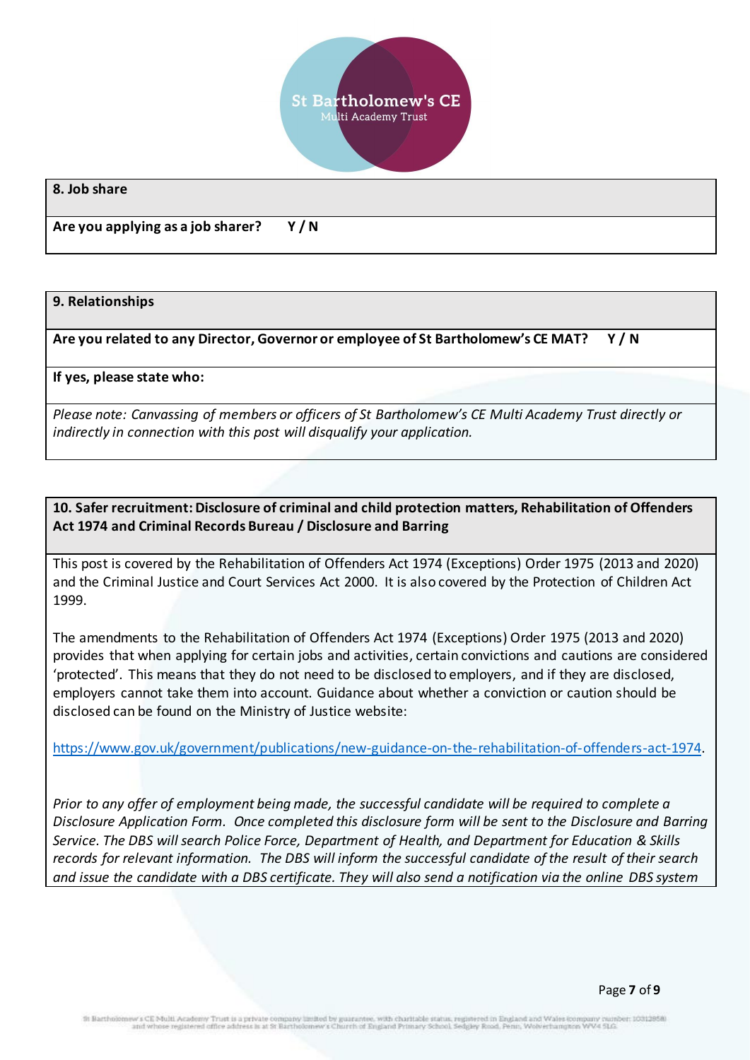## 8. Job share

**Are you applying as a job sharer? Y / N**

## 9. Relationships

**Are you related to any Director, Governor or employee of St Bartholomew's CE MAT? Y / N**

**If yes, please state who:**

*Please note: Canvassing of members or officers of St Bartholomew's CE Multi Academy Trust directly or indirectly in connection with this post will disqualify your application.*

## 10. Safer recruitment: Disclosure of criminal and child protection matters, Rehabilitation of Offenders Act 1974 and Criminal Records Bureau / Disclosure and Barring

This post is covered by the Rehabilitation of Offenders Act 1974 (Exceptions) Order 1975 (2013 and 2020) and the Criminal Justice and Court Services Act 2000. It is also covered by the Protection of Children Act 1999.

The amendments to the Rehabilitation of Offenders Act 1974 (Exceptions) Order 1975 (2013 and 2020) provides that when applying for certain jobs and activities, certain convictions and cautions are considered 'protected'. This means that they do not need to be disclosed to employers, and if they are disclosed, employers cannot take them into account. Guidance about whether a conviction or caution should be disclosed can be found on the Ministry of Justice website:

https://www.gov.uk/government/publications/new-guidance-on-the-rehabilitation-of-offenders-act-1974.

*Prior to any offer of employment being made, the successful candidate will be required to complete a Disclosure Application Form. Once completed this disclosure form will be sent to the Disclosure and Barring Service. The DBS will search Police Force, Department of Health, and Department for Education & Skills records for relevant information. The DBS will inform the successful candidate of the result of their search and issue the candidate with a DBS certificate. They will also send a notification via the online DBS system*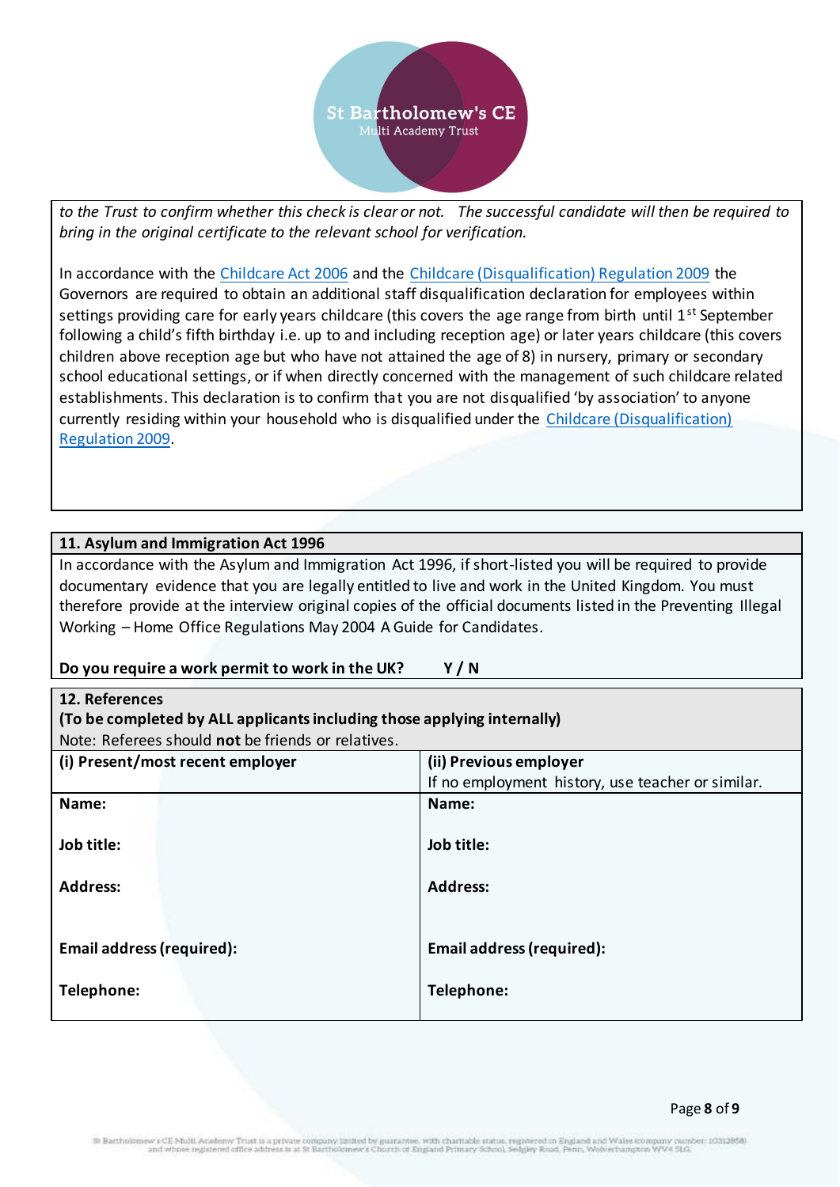*to the Trust to confirm whether this check is clear or not. The successful candidate will then be required to bring in the original certificate to the relevant school for verification.*

In accordance with the Childcare Act 2006 and the Childcare (Disqualification) Regulation 2009 the Governors are required to obtain an additional staff disqualification declaration for employees within settings providing care for early years childcare (this covers the age range from birth until 1st September following a child's fifth birthday i.e. up to and including reception age) or later years childcare (this covers children above reception age but who have not attained the age of 8) in nursery, primary or secondary school educational settings, or if when directly concerned with the management of such childcare related establishments. This declaration is to confirm that you are not disqualified 'by association' to anyone currently residing within your household who is disqualified under the Childcare (Disqualification) Regulation 2009.

## 11. Asylum and Immigration Act 1996

In accordance with the Asylum and Immigration Act 1996, if short-listed you will be required to provide documentary evidence that you are legally entitled to live and work in the United Kingdom. You must therefore provide at the interview original copies of the official documents listed in the Preventing Illegal Working – Home Office Regulations May 2004 A Guide for Candidates.

**Do you require a work permit to work in the UK? Y / N**

## 12. References

**(To be completed by ALL applicants including those applying internally)**

Note: Referees should **not** be friends or relatives.

| **(i) Present/most recent employer** | **(ii) Previous employer** If no employment history, use teacher or similar. |
|---|---|
| **Name:** | **Name:** |
| **Job title:** | **Job title:** |
| **Address:** | **Address:** |
| **Email address (required):** | **Email address (required):** |
| **Telephone:** | **Telephone:** |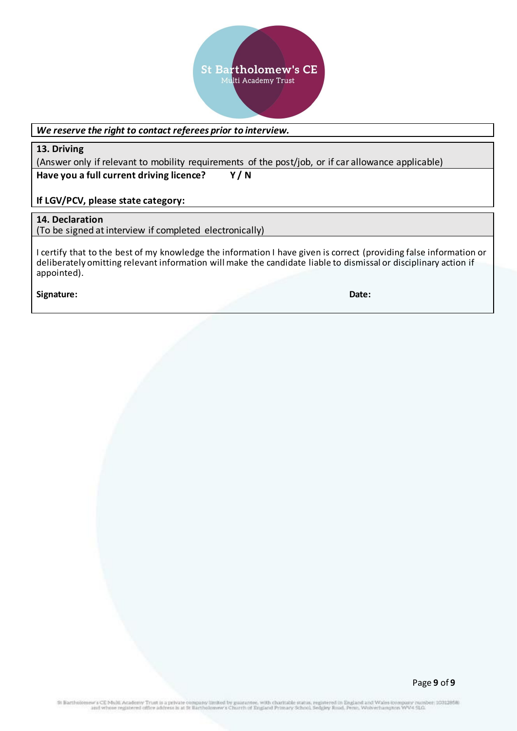St Bartholomew's CE Multi Academy Trust

***We reserve the right to contact referees prior to interview.***

## 13. Driving

(Answer only if relevant to mobility requirements of the post/job, or if car allowance applicable)

**Have you a full current driving licence?** **Y / N**

**If LGV/PCV, please state category:**

## 14. Declaration

(To be signed at interview if completed electronically)

I certify that to the best of my knowledge the information I have given is correct (providing false information or deliberately omitting relevant information will make the candidate liable to dismissal or disciplinary action if appointed).

**Signature:** **Date:**

St Bartholomew's CE Multi Academy Trust is a private company limited by guarantee, with charitable status, registered in England and Wales (company number: 10312858) and whose registered office address is at St Bartholomew's Church of England Primary School, Sedgley Road, Penn, Wolverhampton WV4 5LG.